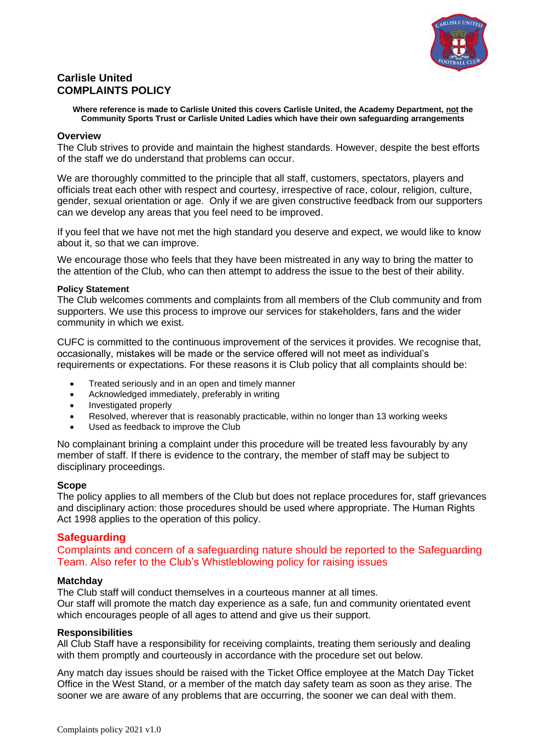# Carlisle United
# COMPLAINTS POLICY

**Where reference is made to Carlisle United this covers Carlisle United, the Academy Department, not the Community Sports Trust or Carlisle United Ladies which have their own safeguarding arrangements**

## Overview

The Club strives to provide and maintain the highest standards. However, despite the best efforts of the staff we do understand that problems can occur.

We are thoroughly committed to the principle that all staff, customers, spectators, players and officials treat each other with respect and courtesy, irrespective of race, colour, religion, culture, gender, sexual orientation or age.  Only if we are given constructive feedback from our supporters can we develop any areas that you feel need to be improved.

If you feel that we have not met the high standard you deserve and expect, we would like to know about it, so that we can improve.

We encourage those who feels that they have been mistreated in any way to bring the matter to the attention of the Club, who can then attempt to address the issue to the best of their ability.

### Policy Statement

The Club welcomes comments and complaints from all members of the Club community and from supporters. We use this process to improve our services for stakeholders, fans and the wider community in which we exist.

CUFC is committed to the continuous improvement of the services it provides. We recognise that, occasionally, mistakes will be made or the service offered will not meet as individual's requirements or expectations. For these reasons it is Club policy that all complaints should be:

- Treated seriously and in an open and timely manner
- Acknowledged immediately, preferably in writing
- Investigated properly
- Resolved, wherever that is reasonably practicable, within no longer than 13 working weeks
- Used as feedback to improve the Club

No complainant brining a complaint under this procedure will be treated less favourably by any member of staff. If there is evidence to the contrary, the member of staff may be subject to disciplinary proceedings.

## Scope

The policy applies to all members of the Club but does not replace procedures for, staff grievances and disciplinary action: those procedures should be used where appropriate. The Human Rights Act 1998 applies to the operation of this policy.

## Safeguarding

Complaints and concern of a safeguarding nature should be reported to the Safeguarding Team. Also refer to the Club's Whistleblowing policy for raising issues

## Matchday

The Club staff will conduct themselves in a courteous manner at all times.
Our staff will promote the match day experience as a safe, fun and community orientated event which encourages people of all ages to attend and give us their support.

## Responsibilities

All Club Staff have a responsibility for receiving complaints, treating them seriously and dealing with them promptly and courteously in accordance with the procedure set out below.

Any match day issues should be raised with the Ticket Office employee at the Match Day Ticket Office in the West Stand, or a member of the match day safety team as soon as they arise. The sooner we are aware of any problems that are occurring, the sooner we can deal with them.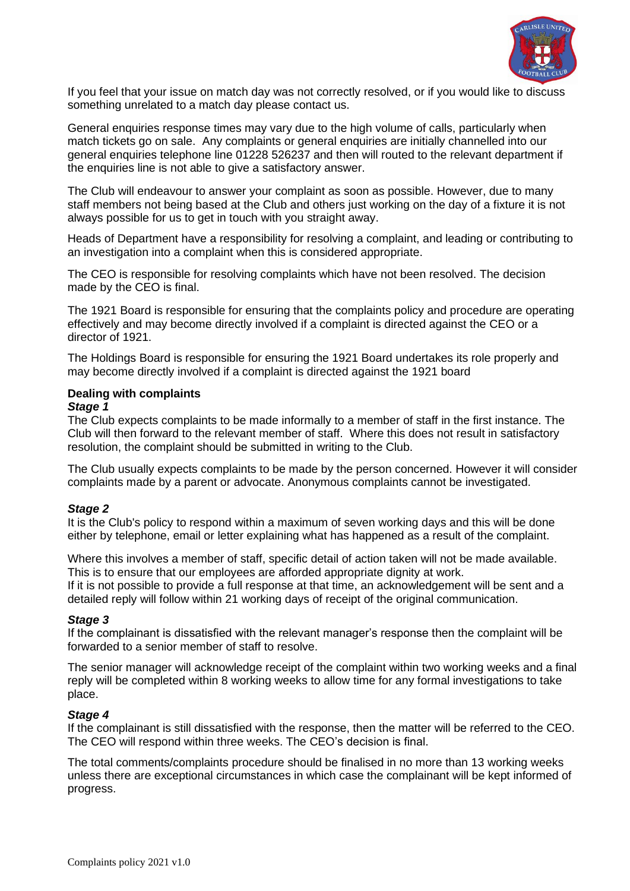If you feel that your issue on match day was not correctly resolved, or if you would like to discuss something unrelated to a match day please contact us.

General enquiries response times may vary due to the high volume of calls, particularly when match tickets go on sale. Any complaints or general enquiries are initially channelled into our general enquiries telephone line 01228 526237 and then will routed to the relevant department if the enquiries line is not able to give a satisfactory answer.

The Club will endeavour to answer your complaint as soon as possible. However, due to many staff members not being based at the Club and others just working on the day of a fixture it is not always possible for us to get in touch with you straight away.

Heads of Department have a responsibility for resolving a complaint, and leading or contributing to an investigation into a complaint when this is considered appropriate.

The CEO is responsible for resolving complaints which have not been resolved. The decision made by the CEO is final.

The 1921 Board is responsible for ensuring that the complaints policy and procedure are operating effectively and may become directly involved if a complaint is directed against the CEO or a director of 1921.

The Holdings Board is responsible for ensuring the 1921 Board undertakes its role properly and may become directly involved if a complaint is directed against the 1921 board

**Dealing with complaints**

***Stage 1***

The Club expects complaints to be made informally to a member of staff in the first instance. The Club will then forward to the relevant member of staff. Where this does not result in satisfactory resolution, the complaint should be submitted in writing to the Club.

The Club usually expects complaints to be made by the person concerned. However it will consider complaints made by a parent or advocate. Anonymous complaints cannot be investigated.

***Stage 2***

It is the Club's policy to respond within a maximum of seven working days and this will be done either by telephone, email or letter explaining what has happened as a result of the complaint.

Where this involves a member of staff, specific detail of action taken will not be made available. This is to ensure that our employees are afforded appropriate dignity at work.
If it is not possible to provide a full response at that time, an acknowledgement will be sent and a detailed reply will follow within 21 working days of receipt of the original communication.

***Stage 3***

If the complainant is dissatisfied with the relevant manager's response then the complaint will be forwarded to a senior member of staff to resolve.

The senior manager will acknowledge receipt of the complaint within two working weeks and a final reply will be completed within 8 working weeks to allow time for any formal investigations to take place.

***Stage 4***

If the complainant is still dissatisfied with the response, then the matter will be referred to the CEO. The CEO will respond within three weeks. The CEO's decision is final.

The total comments/complaints procedure should be finalised in no more than 13 working weeks unless there are exceptional circumstances in which case the complainant will be kept informed of progress.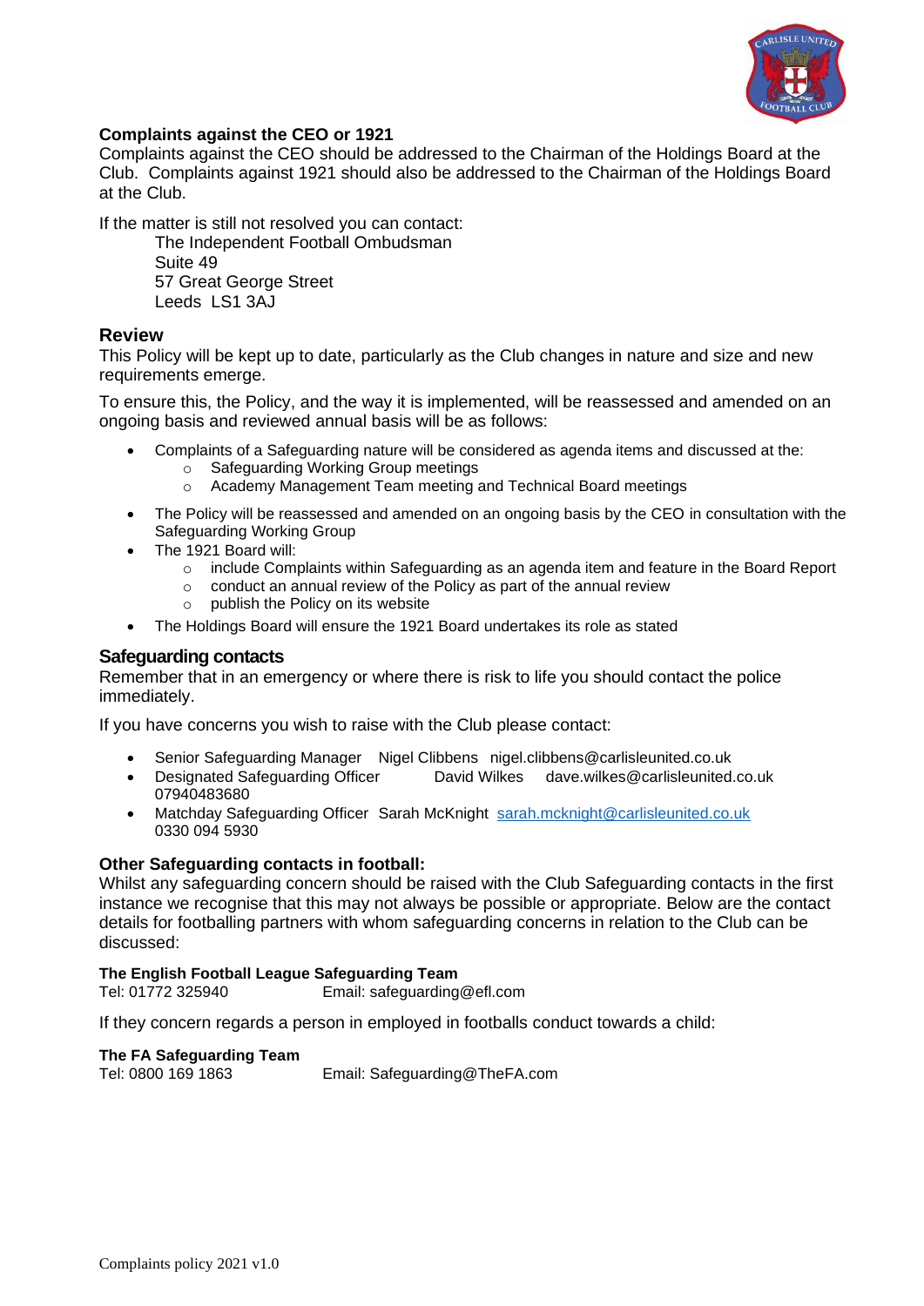### Complaints against the CEO or 1921

Complaints against the CEO should be addressed to the Chairman of the Holdings Board at the Club. Complaints against 1921 should also be addressed to the Chairman of the Holdings Board at the Club.

If the matter is still not resolved you can contact:

> The Independent Football Ombudsman
> Suite 49
> 57 Great George Street
> Leeds LS1 3AJ

## Review

This Policy will be kept up to date, particularly as the Club changes in nature and size and new requirements emerge.

To ensure this, the Policy, and the way it is implemented, will be reassessed and amended on an ongoing basis and reviewed annual basis will be as follows:

- Complaints of a Safeguarding nature will be considered as agenda items and discussed at the:
  - Safeguarding Working Group meetings
  - Academy Management Team meeting and Technical Board meetings
- The Policy will be reassessed and amended on an ongoing basis by the CEO in consultation with the Safeguarding Working Group
- The 1921 Board will:
  - include Complaints within Safeguarding as an agenda item and feature in the Board Report
  - conduct an annual review of the Policy as part of the annual review
  - publish the Policy on its website
- The Holdings Board will ensure the 1921 Board undertakes its role as stated

## Safeguarding contacts

Remember that in an emergency or where there is risk to life you should contact the police immediately.

If you have concerns you wish to raise with the Club please contact:

- Senior Safeguarding Manager Nigel Clibbens nigel.clibbens@carlisleunited.co.uk
- Designated Safeguarding Officer David Wilkes dave.wilkes@carlisleunited.co.uk 07940483680
- Matchday Safeguarding Officer Sarah McKnight sarah.mcknight@carlisleunited.co.uk 0330 094 5930

### Other Safeguarding contacts in football:

Whilst any safeguarding concern should be raised with the Club Safeguarding contacts in the first instance we recognise that this may not always be possible or appropriate. Below are the contact details for footballing partners with whom safeguarding concerns in relation to the Club can be discussed:

**The English Football League Safeguarding Team**
Tel: 01772 325940 Email: safeguarding@efl.com

If they concern regards a person in employed in footballs conduct towards a child:

**The FA Safeguarding Team**
Tel: 0800 169 1863 Email: Safeguarding@TheFA.com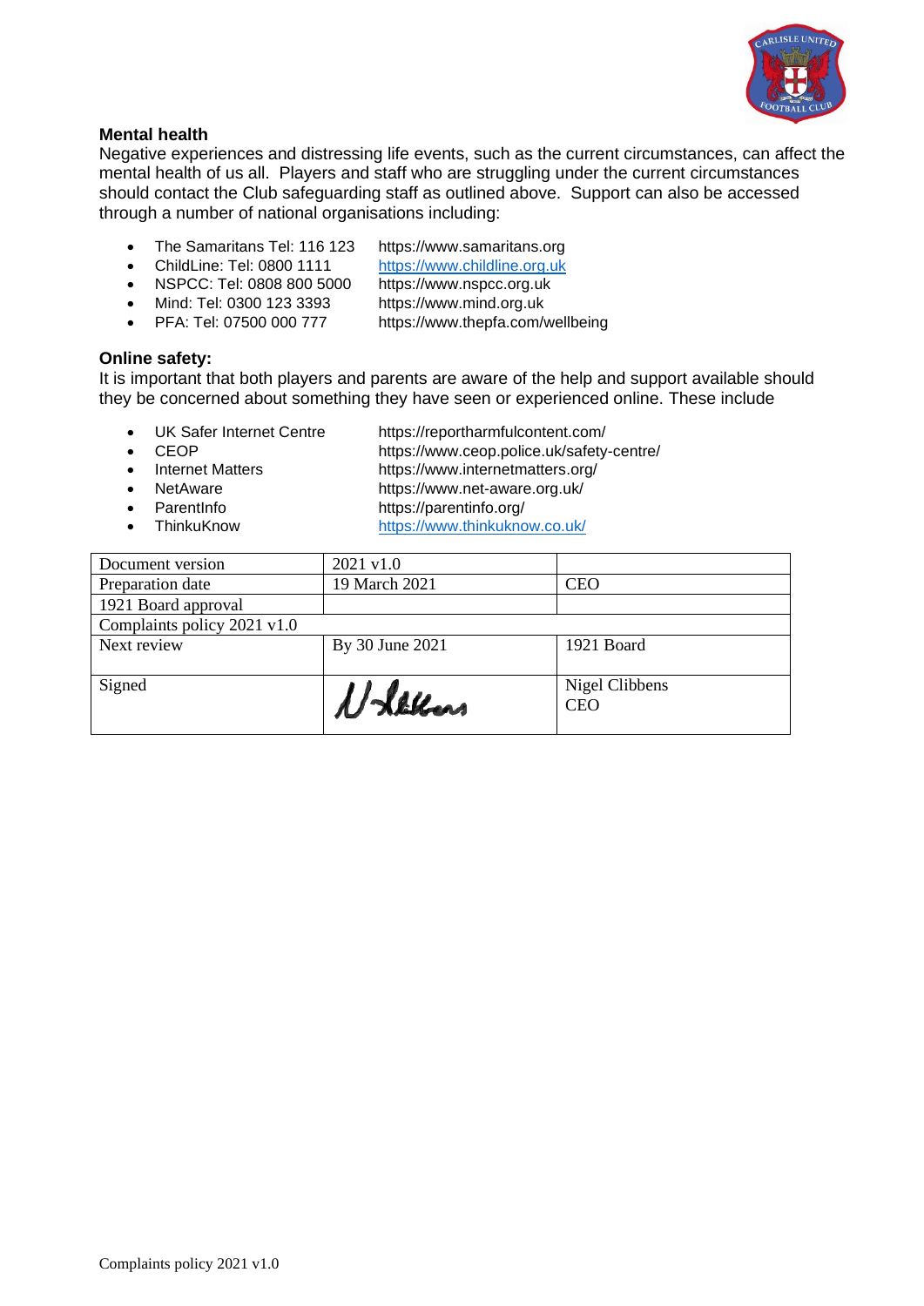**Mental health**

Negative experiences and distressing life events, such as the current circumstances, can affect the mental health of us all. Players and staff who are struggling under the current circumstances should contact the Club safeguarding staff as outlined above. Support can also be accessed through a number of national organisations including:

- The Samaritans Tel: 116 123 https://www.samaritans.org
- ChildLine: Tel: 0800 1111 https://www.childline.org.uk
- NSPCC: Tel: 0808 800 5000 https://www.nspcc.org.uk
- Mind: Tel: 0300 123 3393 https://www.mind.org.uk
- PFA: Tel: 07500 000 777 https://www.thepfa.com/wellbeing

**Online safety:**

It is important that both players and parents are aware of the help and support available should they be concerned about something they have seen or experienced online. These include

- UK Safer Internet Centre https://reportharmfulcontent.com/
- CEOP https://www.ceop.police.uk/safety-centre/
- Internet Matters https://www.internetmatters.org/
- NetAware https://www.net-aware.org.uk/
- ParentInfo https://parentinfo.org/
- ThinkuKnow https://www.thinkuknow.co.uk/

| | | |
|---|---|---|
| Document version | 2021 v1.0 | |
| Preparation date | 19 March 2021 | CEO |
| 1921 Board approval | | |
| Complaints policy 2021 v1.0 | | |
| Next review | By 30 June 2021 | 1921 Board |
| Signed | N Clibbens | Nigel Clibbens<br>CEO |